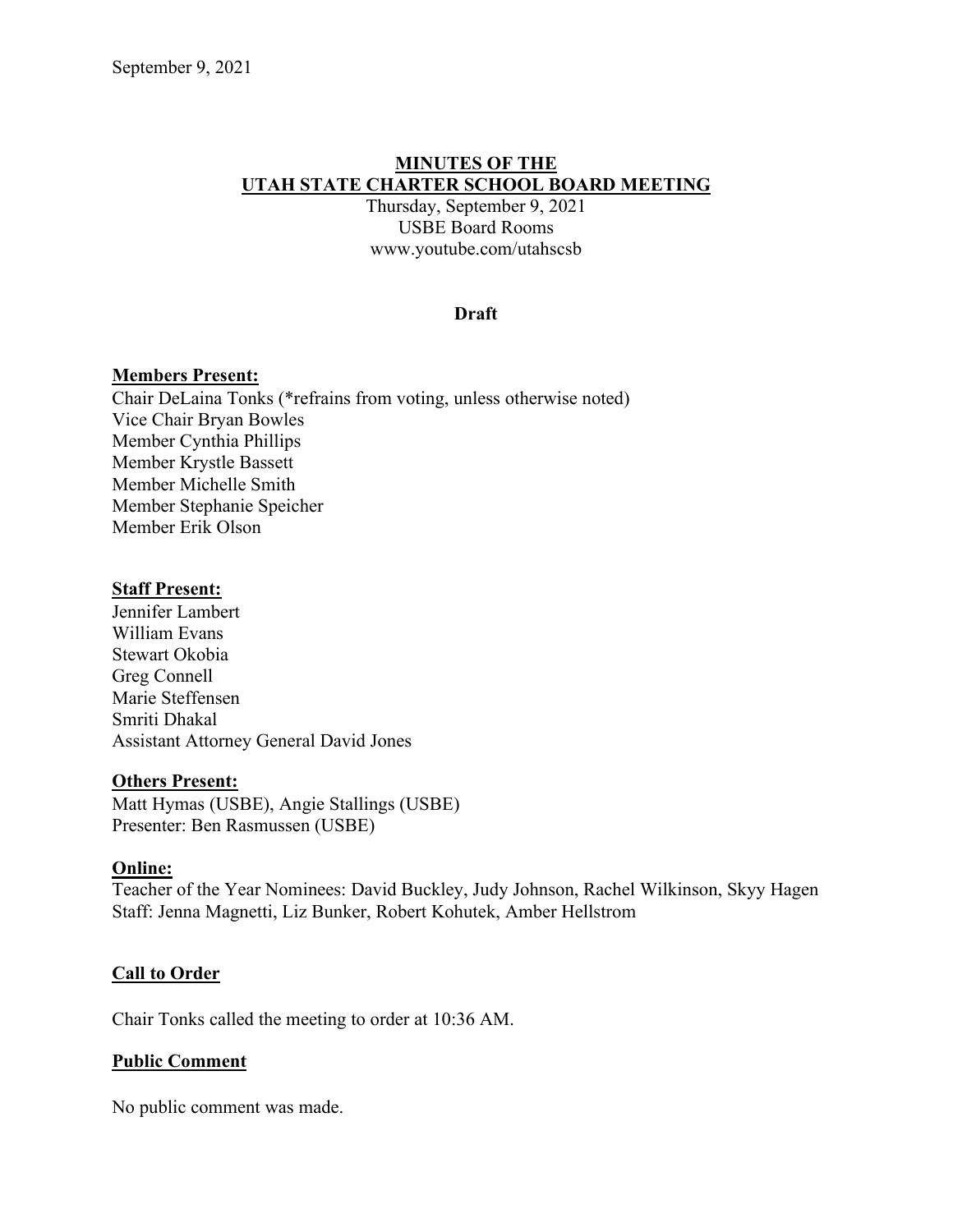September 9, 2021

# MINUTES OF THE UTAH STATE CHARTER SCHOOL BOARD MEETING

Thursday, September 9, 2021
USBE Board Rooms
www.youtube.com/utahscsb

**Draft**

## Members Present:

Chair DeLaina Tonks (*refrains from voting, unless otherwise noted)
Vice Chair Bryan Bowles
Member Cynthia Phillips
Member Krystle Bassett
Member Michelle Smith
Member Stephanie Speicher
Member Erik Olson

## Staff Present:

Jennifer Lambert
William Evans
Stewart Okobia
Greg Connell
Marie Steffensen
Smriti Dhakal
Assistant Attorney General David Jones

## Others Present:

Matt Hymas (USBE), Angie Stallings (USBE)
Presenter: Ben Rasmussen (USBE)

## Online:

Teacher of the Year Nominees: David Buckley, Judy Johnson, Rachel Wilkinson, Skyy Hagen
Staff: Jenna Magnetti, Liz Bunker, Robert Kohutek, Amber Hellstrom

## Call to Order

Chair Tonks called the meeting to order at 10:36 AM.

## Public Comment

No public comment was made.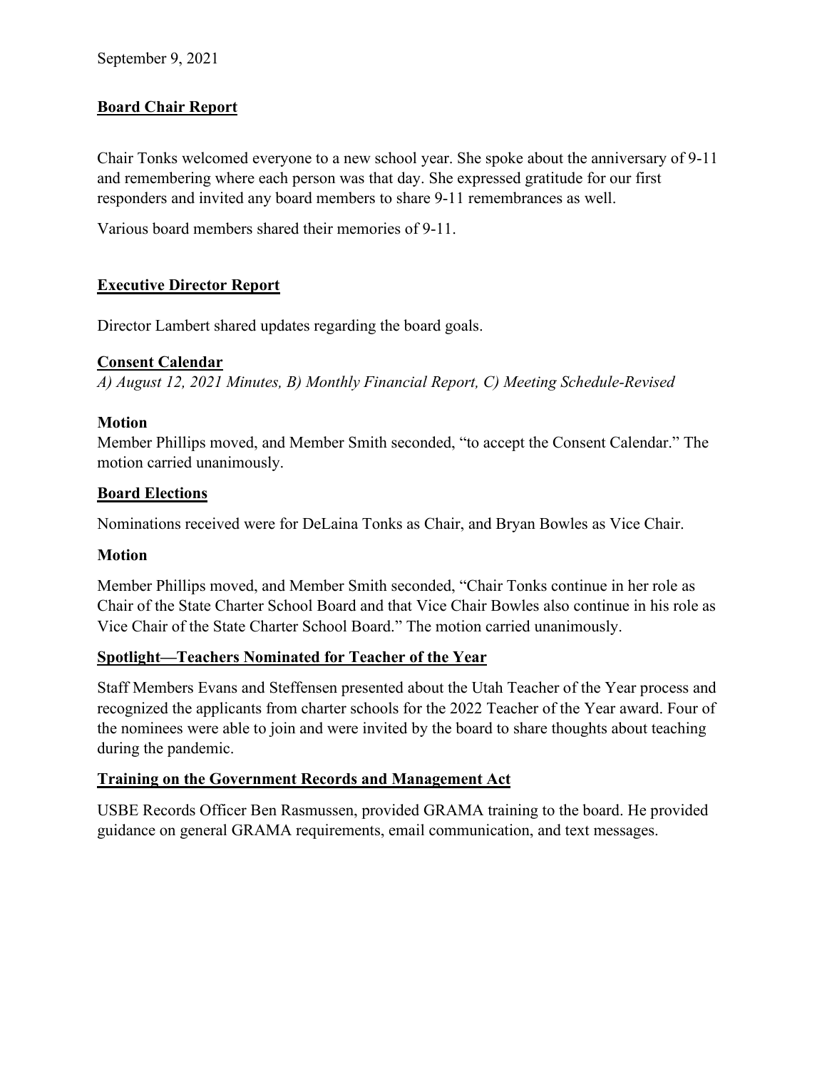September 9, 2021

## Board Chair Report

Chair Tonks welcomed everyone to a new school year. She spoke about the anniversary of 9-11 and remembering where each person was that day. She expressed gratitude for our first responders and invited any board members to share 9-11 remembrances as well.

Various board members shared their memories of 9-11.

## Executive Director Report

Director Lambert shared updates regarding the board goals.

## Consent Calendar

*A) August 12, 2021 Minutes, B) Monthly Financial Report, C) Meeting Schedule-Revised*

### Motion

Member Phillips moved, and Member Smith seconded, "to accept the Consent Calendar." The motion carried unanimously.

## Board Elections

Nominations received were for DeLaina Tonks as Chair, and Bryan Bowles as Vice Chair.

### Motion

Member Phillips moved, and Member Smith seconded, "Chair Tonks continue in her role as Chair of the State Charter School Board and that Vice Chair Bowles also continue in his role as Vice Chair of the State Charter School Board." The motion carried unanimously.

## Spotlight—Teachers Nominated for Teacher of the Year

Staff Members Evans and Steffensen presented about the Utah Teacher of the Year process and recognized the applicants from charter schools for the 2022 Teacher of the Year award. Four of the nominees were able to join and were invited by the board to share thoughts about teaching during the pandemic.

## Training on the Government Records and Management Act

USBE Records Officer Ben Rasmussen, provided GRAMA training to the board. He provided guidance on general GRAMA requirements, email communication, and text messages.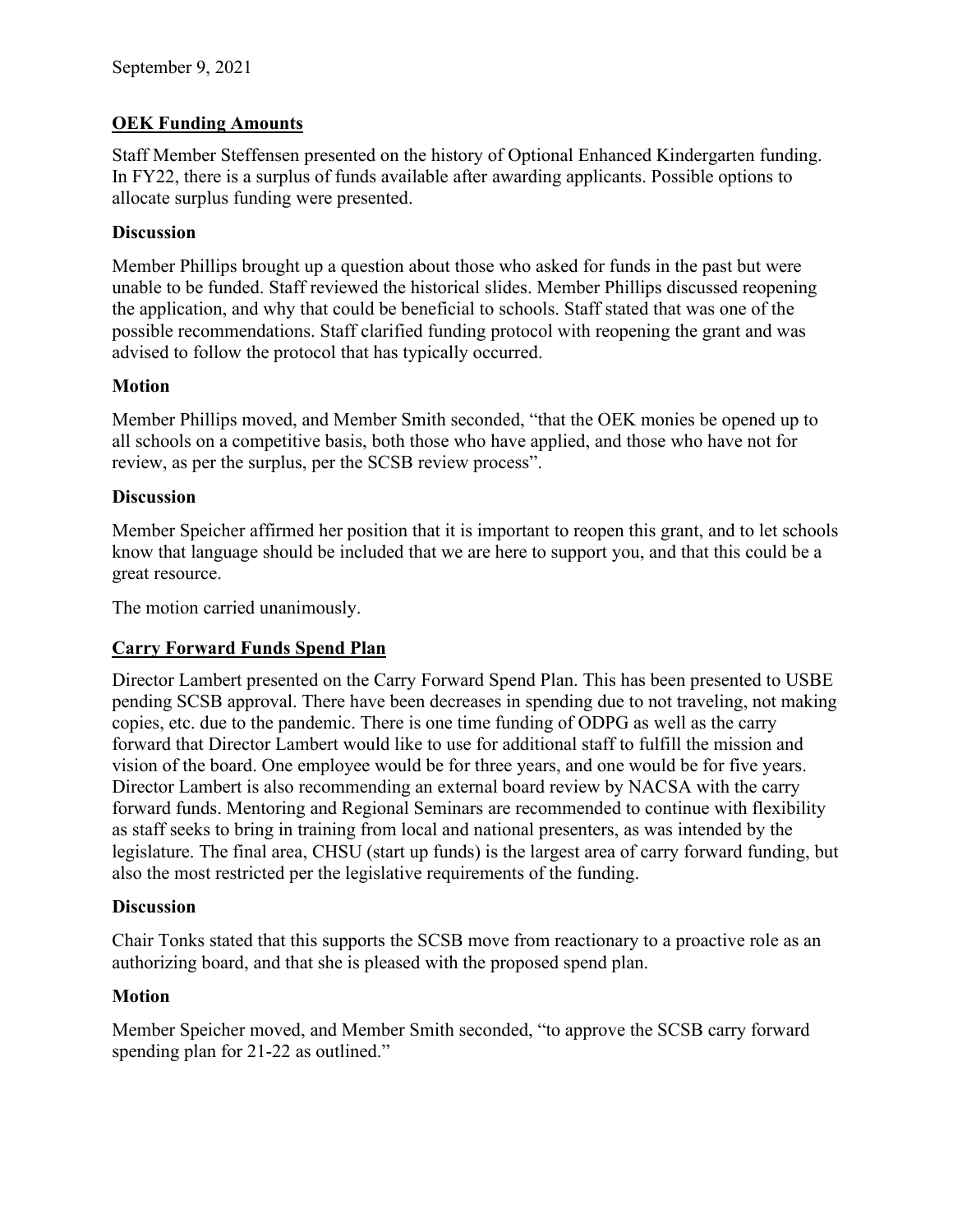September 9, 2021

## OEK Funding Amounts

Staff Member Steffensen presented on the history of Optional Enhanced Kindergarten funding. In FY22, there is a surplus of funds available after awarding applicants. Possible options to allocate surplus funding were presented.

### Discussion

Member Phillips brought up a question about those who asked for funds in the past but were unable to be funded. Staff reviewed the historical slides. Member Phillips discussed reopening the application, and why that could be beneficial to schools. Staff stated that was one of the possible recommendations. Staff clarified funding protocol with reopening the grant and was advised to follow the protocol that has typically occurred.

### Motion

Member Phillips moved, and Member Smith seconded, "that the OEK monies be opened up to all schools on a competitive basis, both those who have applied, and those who have not for review, as per the surplus, per the SCSB review process".

### Discussion

Member Speicher affirmed her position that it is important to reopen this grant, and to let schools know that language should be included that we are here to support you, and that this could be a great resource.

The motion carried unanimously.

## Carry Forward Funds Spend Plan

Director Lambert presented on the Carry Forward Spend Plan. This has been presented to USBE pending SCSB approval. There have been decreases in spending due to not traveling, not making copies, etc. due to the pandemic. There is one time funding of ODPG as well as the carry forward that Director Lambert would like to use for additional staff to fulfill the mission and vision of the board. One employee would be for three years, and one would be for five years. Director Lambert is also recommending an external board review by NACSA with the carry forward funds. Mentoring and Regional Seminars are recommended to continue with flexibility as staff seeks to bring in training from local and national presenters, as was intended by the legislature. The final area, CHSU (start up funds) is the largest area of carry forward funding, but also the most restricted per the legislative requirements of the funding.

### Discussion

Chair Tonks stated that this supports the SCSB move from reactionary to a proactive role as an authorizing board, and that she is pleased with the proposed spend plan.

### Motion

Member Speicher moved, and Member Smith seconded, "to approve the SCSB carry forward spending plan for 21-22 as outlined."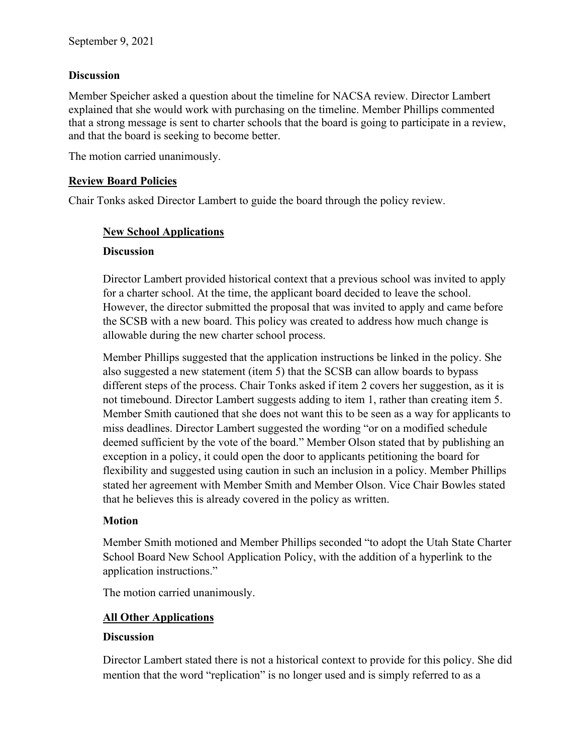September 9, 2021

**Discussion**

Member Speicher asked a question about the timeline for NACSA review. Director Lambert explained that she would work with purchasing on the timeline. Member Phillips commented that a strong message is sent to charter schools that the board is going to participate in a review, and that the board is seeking to become better.

The motion carried unanimously.

## Review Board Policies

Chair Tonks asked Director Lambert to guide the board through the policy review.

### New School Applications

**Discussion**

Director Lambert provided historical context that a previous school was invited to apply for a charter school. At the time, the applicant board decided to leave the school. However, the director submitted the proposal that was invited to apply and came before the SCSB with a new board. This policy was created to address how much change is allowable during the new charter school process.

Member Phillips suggested that the application instructions be linked in the policy. She also suggested a new statement (item 5) that the SCSB can allow boards to bypass different steps of the process. Chair Tonks asked if item 2 covers her suggestion, as it is not timebound. Director Lambert suggests adding to item 1, rather than creating item 5. Member Smith cautioned that she does not want this to be seen as a way for applicants to miss deadlines. Director Lambert suggested the wording "or on a modified schedule deemed sufficient by the vote of the board." Member Olson stated that by publishing an exception in a policy, it could open the door to applicants petitioning the board for flexibility and suggested using caution in such an inclusion in a policy. Member Phillips stated her agreement with Member Smith and Member Olson. Vice Chair Bowles stated that he believes this is already covered in the policy as written.

**Motion**

Member Smith motioned and Member Phillips seconded "to adopt the Utah State Charter School Board New School Application Policy, with the addition of a hyperlink to the application instructions."

The motion carried unanimously.

### All Other Applications

**Discussion**

Director Lambert stated there is not a historical context to provide for this policy. She did mention that the word "replication" is no longer used and is simply referred to as a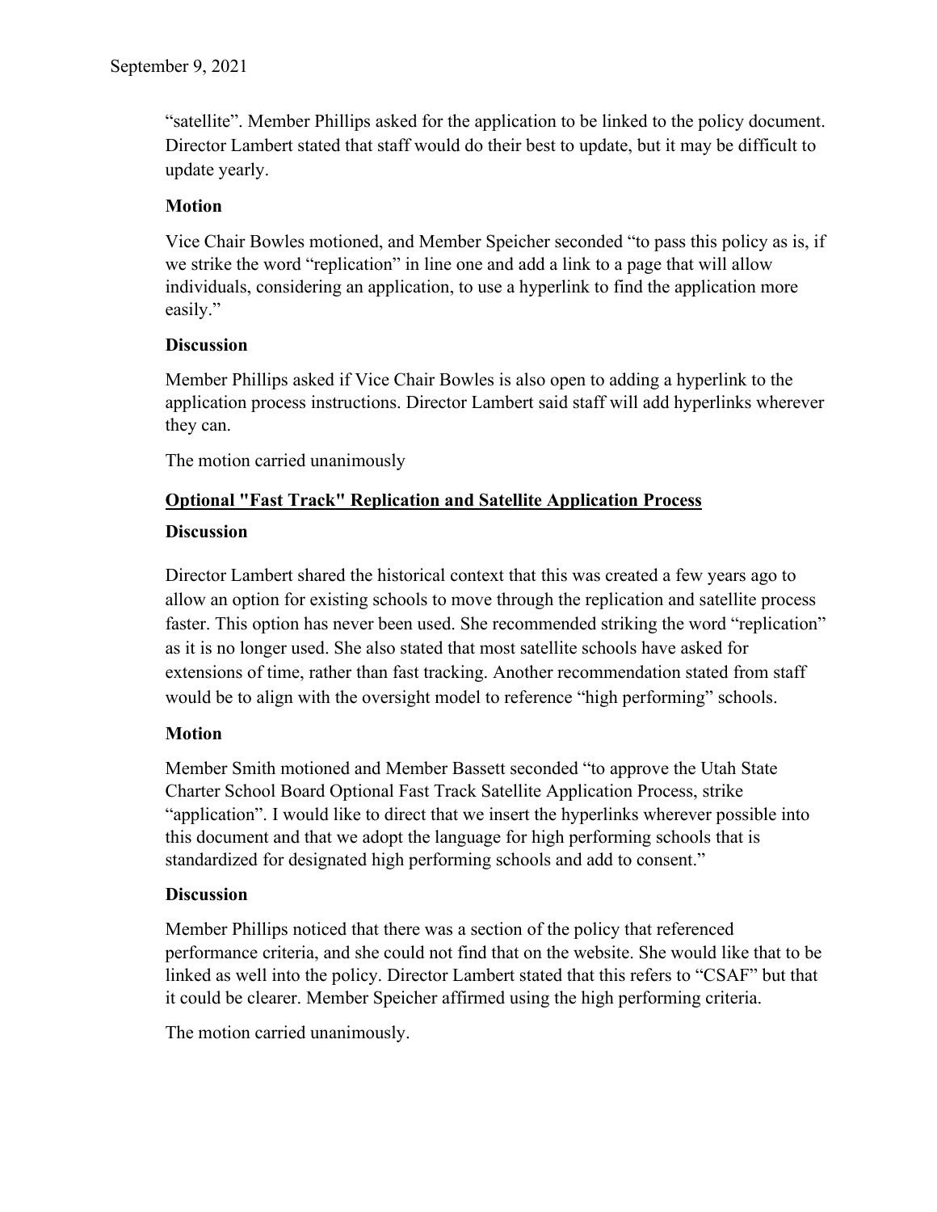"satellite". Member Phillips asked for the application to be linked to the policy document. Director Lambert stated that staff would do their best to update, but it may be difficult to update yearly.

**Motion**

Vice Chair Bowles motioned, and Member Speicher seconded "to pass this policy as is, if we strike the word "replication" in line one and add a link to a page that will allow individuals, considering an application, to use a hyperlink to find the application more easily."

**Discussion**

Member Phillips asked if Vice Chair Bowles is also open to adding a hyperlink to the application process instructions. Director Lambert said staff will add hyperlinks wherever they can.

The motion carried unanimously

**Optional "Fast Track" Replication and Satellite Application Process**

**Discussion**

Director Lambert shared the historical context that this was created a few years ago to allow an option for existing schools to move through the replication and satellite process faster. This option has never been used. She recommended striking the word "replication" as it is no longer used. She also stated that most satellite schools have asked for extensions of time, rather than fast tracking. Another recommendation stated from staff would be to align with the oversight model to reference "high performing" schools.

**Motion**

Member Smith motioned and Member Bassett seconded "to approve the Utah State Charter School Board Optional Fast Track Satellite Application Process, strike "application". I would like to direct that we insert the hyperlinks wherever possible into this document and that we adopt the language for high performing schools that is standardized for designated high performing schools and add to consent."

**Discussion**

Member Phillips noticed that there was a section of the policy that referenced performance criteria, and she could not find that on the website. She would like that to be linked as well into the policy. Director Lambert stated that this refers to "CSAF" but that it could be clearer. Member Speicher affirmed using the high performing criteria.

The motion carried unanimously.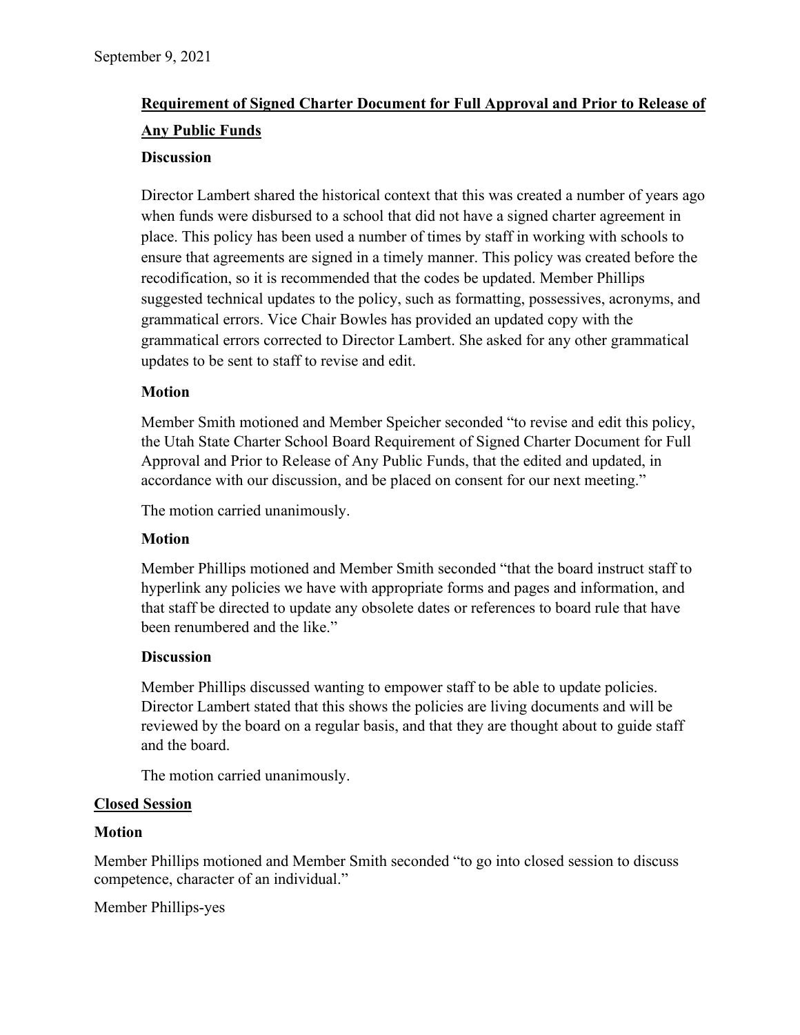**Requirement of Signed Charter Document for Full Approval and Prior to Release of Any Public Funds**

**Discussion**

Director Lambert shared the historical context that this was created a number of years ago when funds were disbursed to a school that did not have a signed charter agreement in place. This policy has been used a number of times by staff in working with schools to ensure that agreements are signed in a timely manner. This policy was created before the recodification, so it is recommended that the codes be updated. Member Phillips suggested technical updates to the policy, such as formatting, possessives, acronyms, and grammatical errors. Vice Chair Bowles has provided an updated copy with the grammatical errors corrected to Director Lambert. She asked for any other grammatical updates to be sent to staff to revise and edit.

**Motion**

Member Smith motioned and Member Speicher seconded "to revise and edit this policy, the Utah State Charter School Board Requirement of Signed Charter Document for Full Approval and Prior to Release of Any Public Funds, that the edited and updated, in accordance with our discussion, and be placed on consent for our next meeting."

The motion carried unanimously.

**Motion**

Member Phillips motioned and Member Smith seconded "that the board instruct staff to hyperlink any policies we have with appropriate forms and pages and information, and that staff be directed to update any obsolete dates or references to board rule that have been renumbered and the like."

**Discussion**

Member Phillips discussed wanting to empower staff to be able to update policies. Director Lambert stated that this shows the policies are living documents and will be reviewed by the board on a regular basis, and that they are thought about to guide staff and the board.

The motion carried unanimously.

**Closed Session**

**Motion**

Member Phillips motioned and Member Smith seconded "to go into closed session to discuss competence, character of an individual."

Member Phillips-yes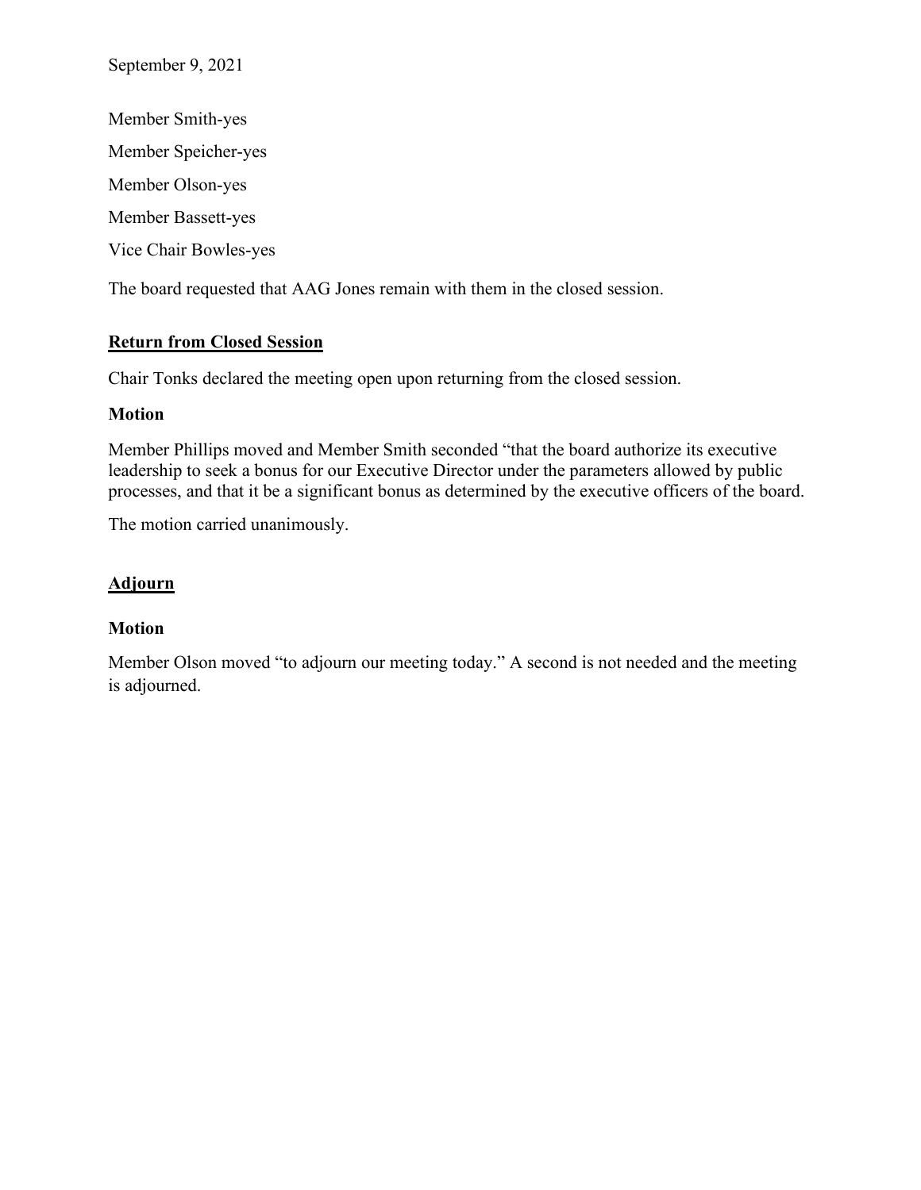Member Smith-yes

Member Speicher-yes

Member Olson-yes

Member Bassett-yes

Vice Chair Bowles-yes

The board requested that AAG Jones remain with them in the closed session.

## Return from Closed Session

Chair Tonks declared the meeting open upon returning from the closed session.

**Motion**

Member Phillips moved and Member Smith seconded "that the board authorize its executive leadership to seek a bonus for our Executive Director under the parameters allowed by public processes, and that it be a significant bonus as determined by the executive officers of the board.

The motion carried unanimously.

## Adjourn

**Motion**

Member Olson moved "to adjourn our meeting today." A second is not needed and the meeting is adjourned.